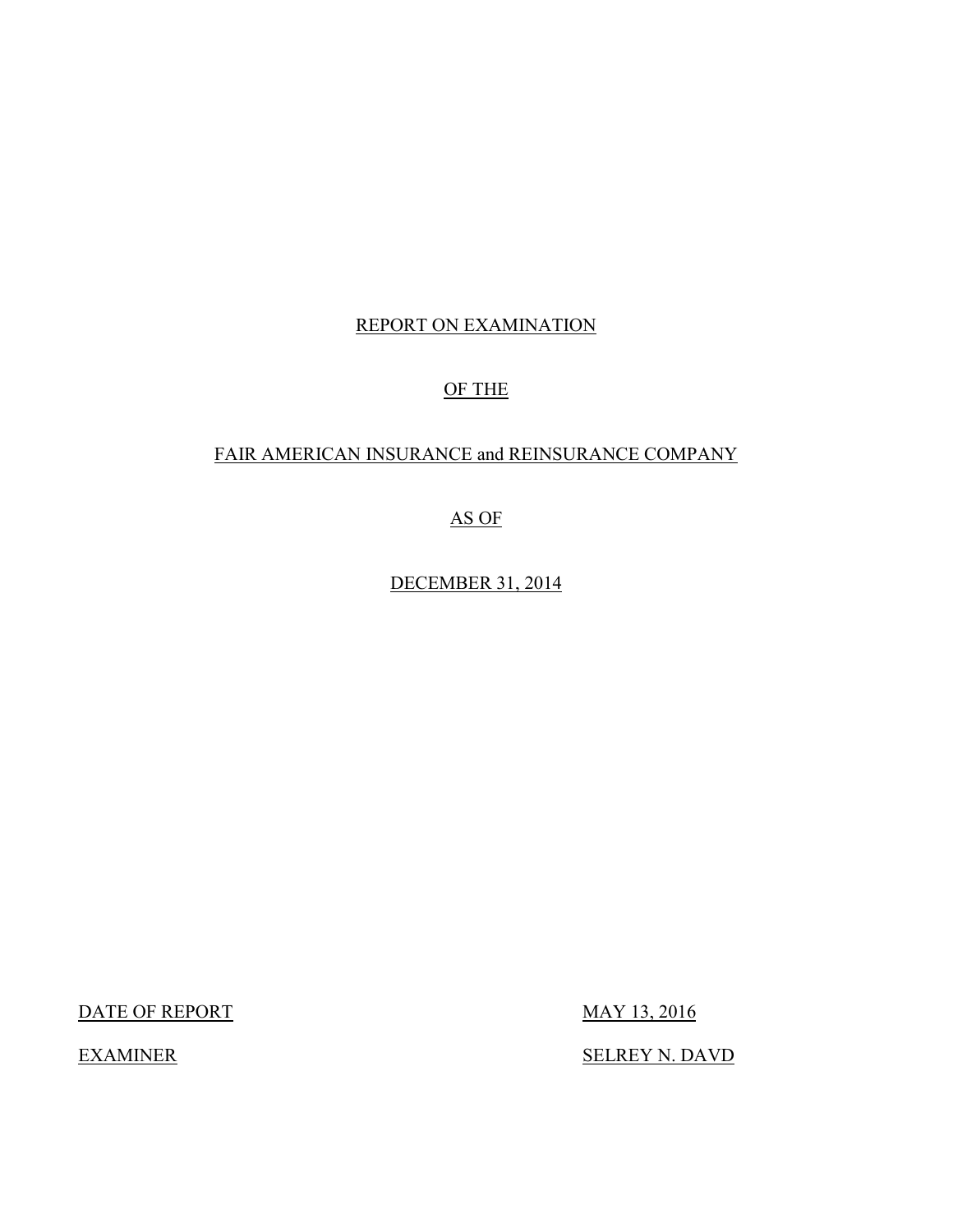REPORT ON EXAMINATION

OF THE

FAIR AMERICAN INSURANCE and REINSURANCE COMPANY

AS OF

DECEMBER 31, 2014

| DATE OF REPORT | MAY 13, 2016 |
| --- | --- |
| EXAMINER | SELREY N. DAVD |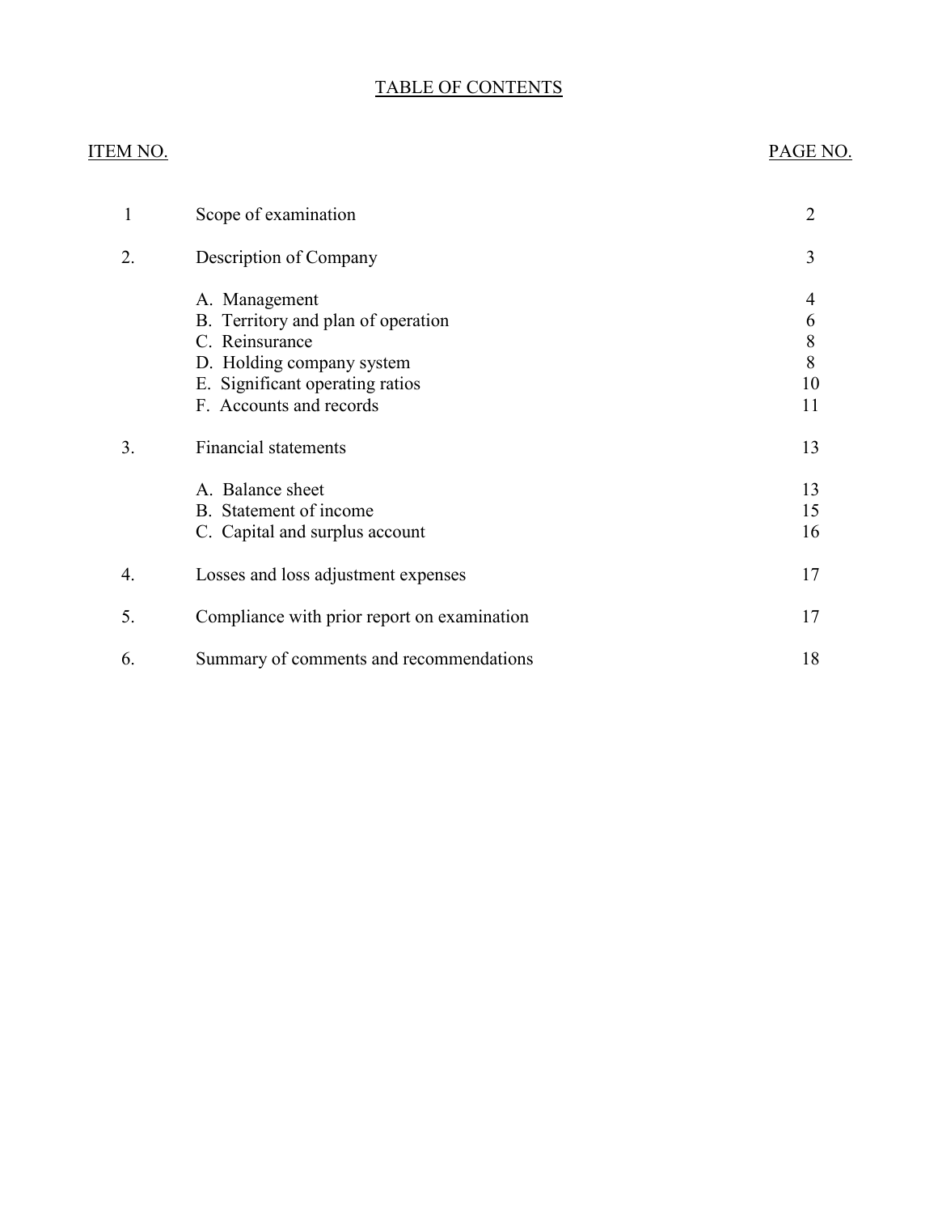# TABLE OF CONTENTS

| ITEM NO. | | PAGE NO. |
|---|---|---|
| 1 | Scope of examination | 2 |
| 2. | Description of Company | 3 |
| | A. Management | 4 |
| | B. Territory and plan of operation | 6 |
| | C. Reinsurance | 8 |
| | D. Holding company system | 8 |
| | E. Significant operating ratios | 10 |
| | F. Accounts and records | 11 |
| 3. | Financial statements | 13 |
| | A. Balance sheet | 13 |
| | B. Statement of income | 15 |
| | C. Capital and surplus account | 16 |
| 4. | Losses and loss adjustment expenses | 17 |
| 5. | Compliance with prior report on examination | 17 |
| 6. | Summary of comments and recommendations | 18 |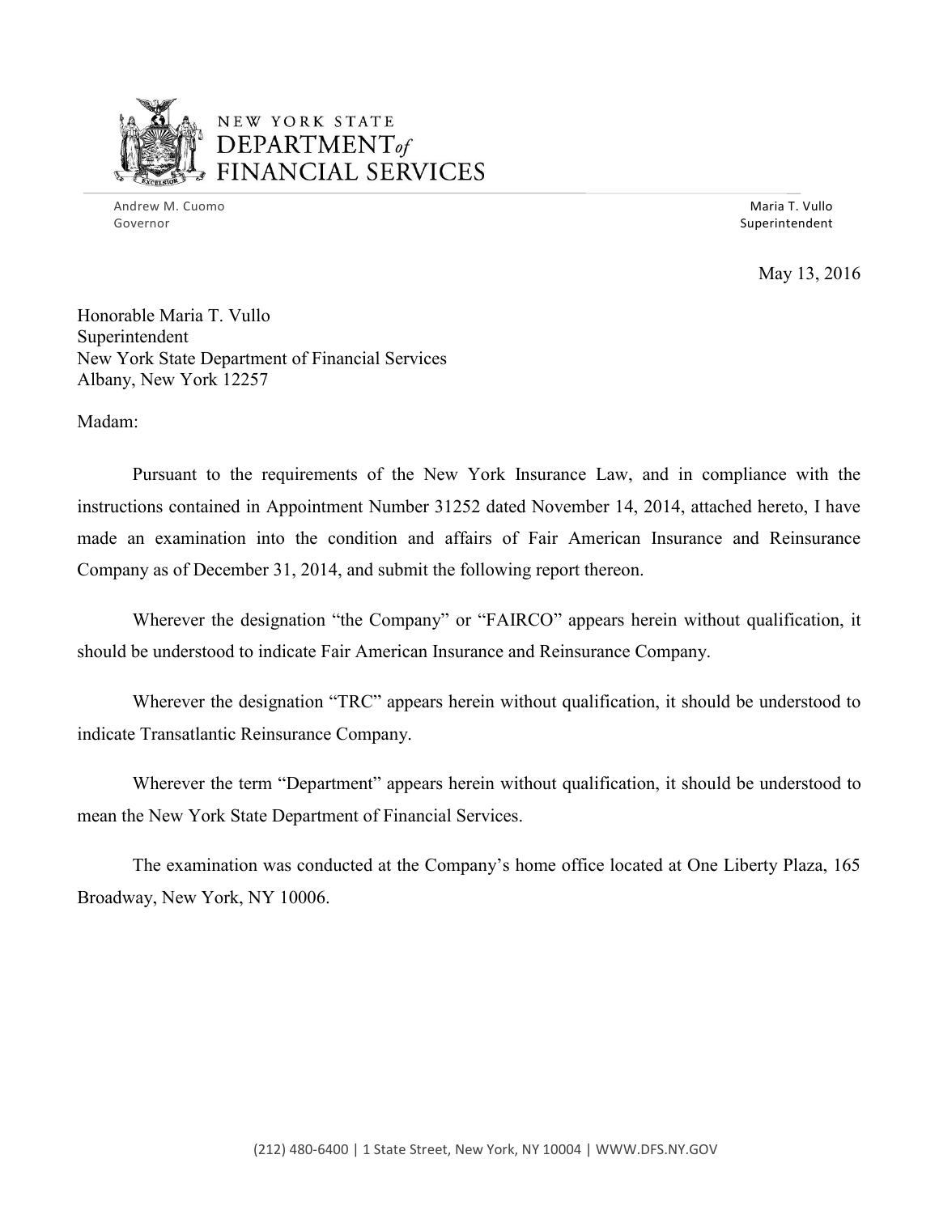NEW YORK STATE
DEPARTMENT of
FINANCIAL SERVICES

Andrew M. Cuomo
Governor

Maria T. Vullo
Superintendent

May 13, 2016

Honorable Maria T. Vullo
Superintendent
New York State Department of Financial Services
Albany, New York 12257

Madam:

Pursuant to the requirements of the New York Insurance Law, and in compliance with the instructions contained in Appointment Number 31252 dated November 14, 2014, attached hereto, I have made an examination into the condition and affairs of Fair American Insurance and Reinsurance Company as of December 31, 2014, and submit the following report thereon.

Wherever the designation "the Company" or "FAIRCO" appears herein without qualification, it should be understood to indicate Fair American Insurance and Reinsurance Company.

Wherever the designation "TRC" appears herein without qualification, it should be understood to indicate Transatlantic Reinsurance Company.

Wherever the term "Department" appears herein without qualification, it should be understood to mean the New York State Department of Financial Services.

The examination was conducted at the Company's home office located at One Liberty Plaza, 165 Broadway, New York, NY 10006.

(212) 480-6400 | 1 State Street, New York, NY 10004 | WWW.DFS.NY.GOV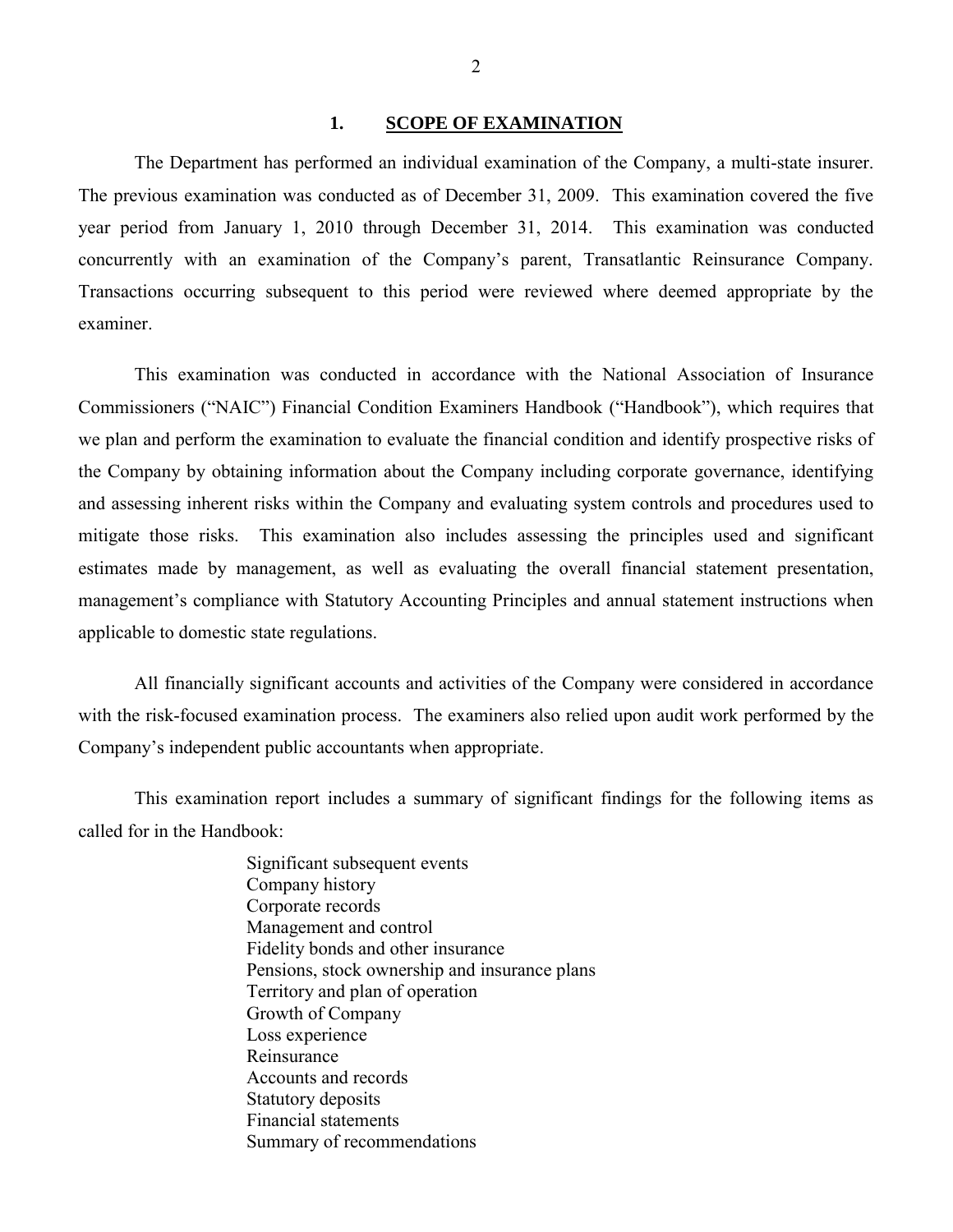## 1. SCOPE OF EXAMINATION

The Department has performed an individual examination of the Company, a multi-state insurer. The previous examination was conducted as of December 31, 2009. This examination covered the five year period from January 1, 2010 through December 31, 2014. This examination was conducted concurrently with an examination of the Company's parent, Transatlantic Reinsurance Company. Transactions occurring subsequent to this period were reviewed where deemed appropriate by the examiner.

This examination was conducted in accordance with the National Association of Insurance Commissioners ("NAIC") Financial Condition Examiners Handbook ("Handbook"), which requires that we plan and perform the examination to evaluate the financial condition and identify prospective risks of the Company by obtaining information about the Company including corporate governance, identifying and assessing inherent risks within the Company and evaluating system controls and procedures used to mitigate those risks. This examination also includes assessing the principles used and significant estimates made by management, as well as evaluating the overall financial statement presentation, management's compliance with Statutory Accounting Principles and annual statement instructions when applicable to domestic state regulations.

All financially significant accounts and activities of the Company were considered in accordance with the risk-focused examination process. The examiners also relied upon audit work performed by the Company's independent public accountants when appropriate.

This examination report includes a summary of significant findings for the following items as called for in the Handbook:

- Significant subsequent events
- Company history
- Corporate records
- Management and control
- Fidelity bonds and other insurance
- Pensions, stock ownership and insurance plans
- Territory and plan of operation
- Growth of Company
- Loss experience
- Reinsurance
- Accounts and records
- Statutory deposits
- Financial statements
- Summary of recommendations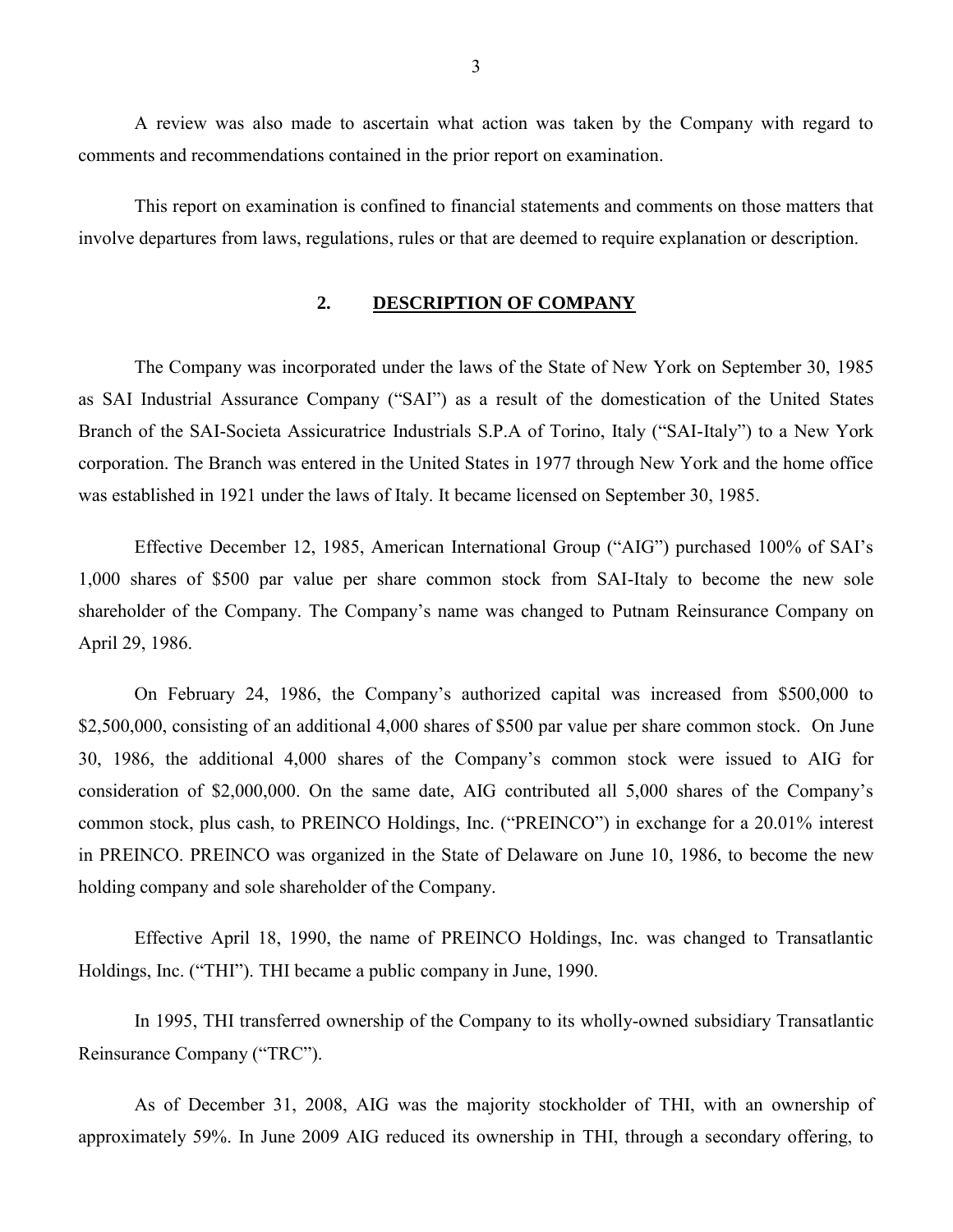A review was also made to ascertain what action was taken by the Company with regard to comments and recommendations contained in the prior report on examination.

This report on examination is confined to financial statements and comments on those matters that involve departures from laws, regulations, rules or that are deemed to require explanation or description.

## 2. DESCRIPTION OF COMPANY

The Company was incorporated under the laws of the State of New York on September 30, 1985 as SAI Industrial Assurance Company ("SAI") as a result of the domestication of the United States Branch of the SAI-Societa Assicuratrice Industrials S.P.A of Torino, Italy ("SAI-Italy") to a New York corporation. The Branch was entered in the United States in 1977 through New York and the home office was established in 1921 under the laws of Italy. It became licensed on September 30, 1985.

Effective December 12, 1985, American International Group ("AIG") purchased 100% of SAI's 1,000 shares of $500 par value per share common stock from SAI-Italy to become the new sole shareholder of the Company. The Company's name was changed to Putnam Reinsurance Company on April 29, 1986.

On February 24, 1986, the Company's authorized capital was increased from $500,000 to $2,500,000, consisting of an additional 4,000 shares of $500 par value per share common stock. On June 30, 1986, the additional 4,000 shares of the Company's common stock were issued to AIG for consideration of $2,000,000. On the same date, AIG contributed all 5,000 shares of the Company's common stock, plus cash, to PREINCO Holdings, Inc. ("PREINCO") in exchange for a 20.01% interest in PREINCO. PREINCO was organized in the State of Delaware on June 10, 1986, to become the new holding company and sole shareholder of the Company.

Effective April 18, 1990, the name of PREINCO Holdings, Inc. was changed to Transatlantic Holdings, Inc. ("THI"). THI became a public company in June, 1990.

In 1995, THI transferred ownership of the Company to its wholly-owned subsidiary Transatlantic Reinsurance Company ("TRC").

As of December 31, 2008, AIG was the majority stockholder of THI, with an ownership of approximately 59%. In June 2009 AIG reduced its ownership in THI, through a secondary offering, to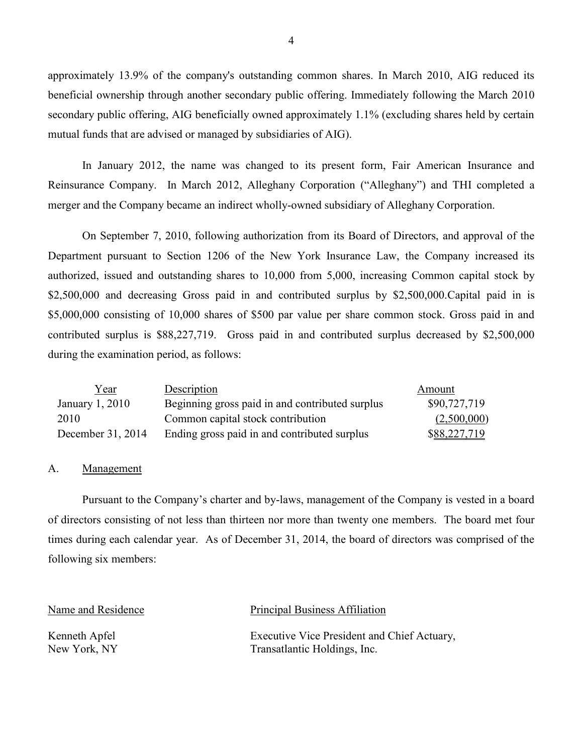approximately 13.9% of the company's outstanding common shares. In March 2010, AIG reduced its beneficial ownership through another secondary public offering. Immediately following the March 2010 secondary public offering, AIG beneficially owned approximately 1.1% (excluding shares held by certain mutual funds that are advised or managed by subsidiaries of AIG).

In January 2012, the name was changed to its present form, Fair American Insurance and Reinsurance Company. In March 2012, Alleghany Corporation ("Alleghany") and THI completed a merger and the Company became an indirect wholly-owned subsidiary of Alleghany Corporation.

On September 7, 2010, following authorization from its Board of Directors, and approval of the Department pursuant to Section 1206 of the New York Insurance Law, the Company increased its authorized, issued and outstanding shares to 10,000 from 5,000, increasing Common capital stock by \$2,500,000 and decreasing Gross paid in and contributed surplus by \$2,500,000.Capital paid in is \$5,000,000 consisting of 10,000 shares of \$500 par value per share common stock. Gross paid in and contributed surplus is \$88,227,719. Gross paid in and contributed surplus decreased by \$2,500,000 during the examination period, as follows:

| Year | Description | Amount |
|---|---|---|
| January 1, 2010 | Beginning gross paid in and contributed surplus | \$90,727,719 |
| 2010 | Common capital stock contribution | (2,500,000) |
| December 31, 2014 | Ending gross paid in and contributed surplus | \$88,227,719 |

## A. Management

Pursuant to the Company's charter and by-laws, management of the Company is vested in a board of directors consisting of not less than thirteen nor more than twenty one members. The board met four times during each calendar year. As of December 31, 2014, the board of directors was comprised of the following six members:

| Name and Residence | Principal Business Affiliation |
|---|---|
| Kenneth Apfel<br>New York, NY | Executive Vice President and Chief Actuary,<br>Transatlantic Holdings, Inc. |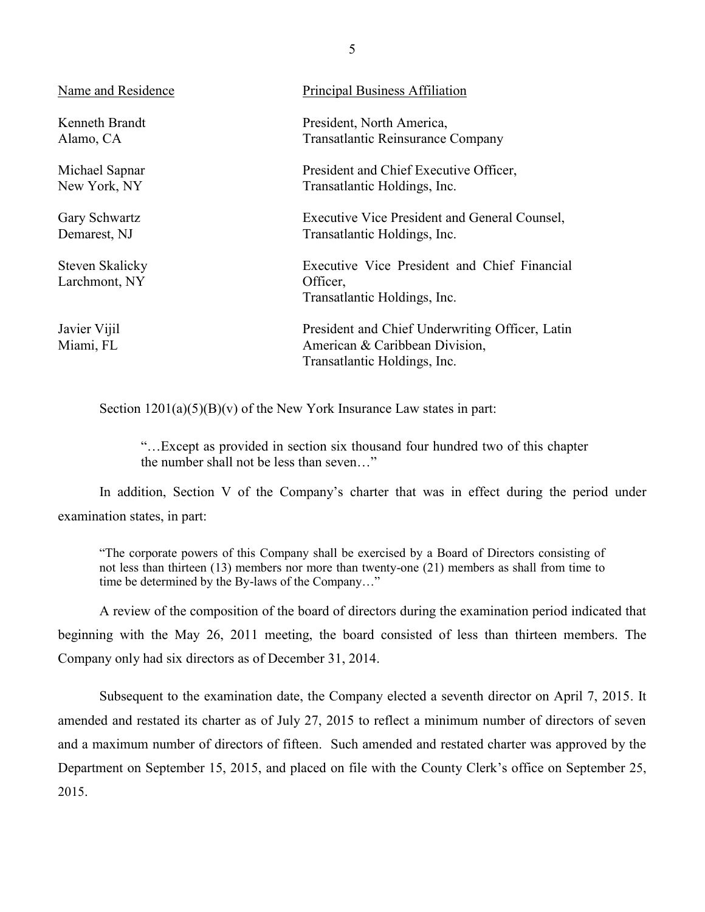| Name and Residence | Principal Business Affiliation |
|---|---|
| Kenneth Brandt<br>Alamo, CA | President, North America,<br>Transatlantic Reinsurance Company |
| Michael Sapnar<br>New York, NY | President and Chief Executive Officer,<br>Transatlantic Holdings, Inc. |
| Gary Schwartz<br>Demarest, NJ | Executive Vice President and General Counsel,<br>Transatlantic Holdings, Inc. |
| Steven Skalicky<br>Larchmont, NY | Executive Vice President and Chief Financial Officer,<br>Transatlantic Holdings, Inc. |
| Javier Vijil<br>Miami, FL | President and Chief Underwriting Officer, Latin American & Caribbean Division,<br>Transatlantic Holdings, Inc. |

Section 1201(a)(5)(B)(v) of the New York Insurance Law states in part:

> "…Except as provided in section six thousand four hundred two of this chapter the number shall not be less than seven…"

In addition, Section V of the Company's charter that was in effect during the period under examination states, in part:

> "The corporate powers of this Company shall be exercised by a Board of Directors consisting of not less than thirteen (13) members nor more than twenty-one (21) members as shall from time to time be determined by the By-laws of the Company…"

A review of the composition of the board of directors during the examination period indicated that beginning with the May 26, 2011 meeting, the board consisted of less than thirteen members. The Company only had six directors as of December 31, 2014.

Subsequent to the examination date, the Company elected a seventh director on April 7, 2015. It amended and restated its charter as of July 27, 2015 to reflect a minimum number of directors of seven and a maximum number of directors of fifteen. Such amended and restated charter was approved by the Department on September 15, 2015, and placed on file with the County Clerk's office on September 25, 2015.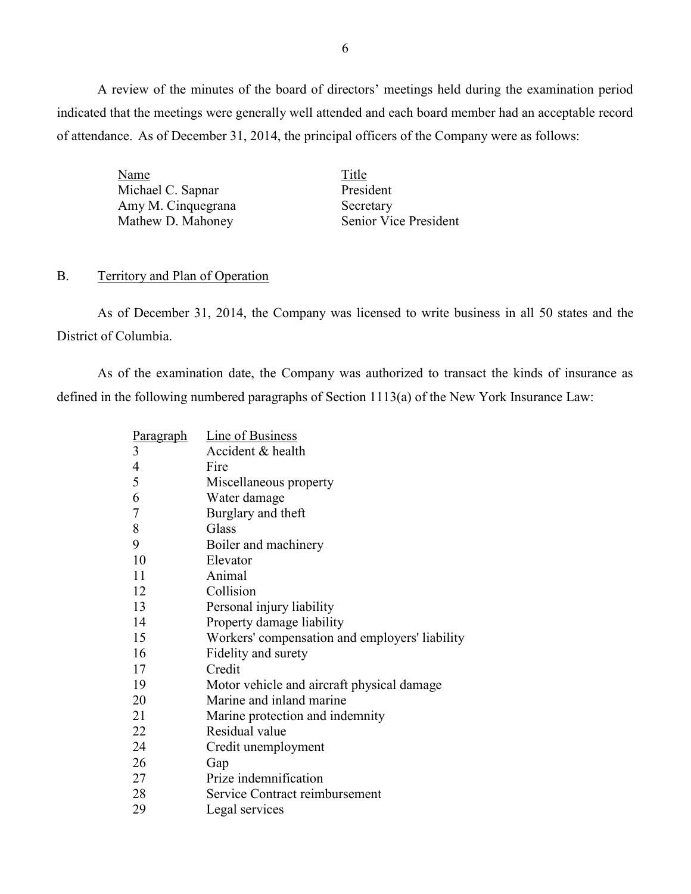A review of the minutes of the board of directors' meetings held during the examination period indicated that the meetings were generally well attended and each board member had an acceptable record of attendance. As of December 31, 2014, the principal officers of the Company were as follows:

| Name | Title |
|---|---|
| Michael C. Sapnar | President |
| Amy M. Cinquegrana | Secretary |
| Mathew D. Mahoney | Senior Vice President |

## B. Territory and Plan of Operation

As of December 31, 2014, the Company was licensed to write business in all 50 states and the District of Columbia.

As of the examination date, the Company was authorized to transact the kinds of insurance as defined in the following numbered paragraphs of Section 1113(a) of the New York Insurance Law:

| Paragraph | Line of Business |
|---|---|
| 3 | Accident & health |
| 4 | Fire |
| 5 | Miscellaneous property |
| 6 | Water damage |
| 7 | Burglary and theft |
| 8 | Glass |
| 9 | Boiler and machinery |
| 10 | Elevator |
| 11 | Animal |
| 12 | Collision |
| 13 | Personal injury liability |
| 14 | Property damage liability |
| 15 | Workers' compensation and employers' liability |
| 16 | Fidelity and surety |
| 17 | Credit |
| 19 | Motor vehicle and aircraft physical damage |
| 20 | Marine and inland marine |
| 21 | Marine protection and indemnity |
| 22 | Residual value |
| 24 | Credit unemployment |
| 26 | Gap |
| 27 | Prize indemnification |
| 28 | Service Contract reimbursement |
| 29 | Legal services |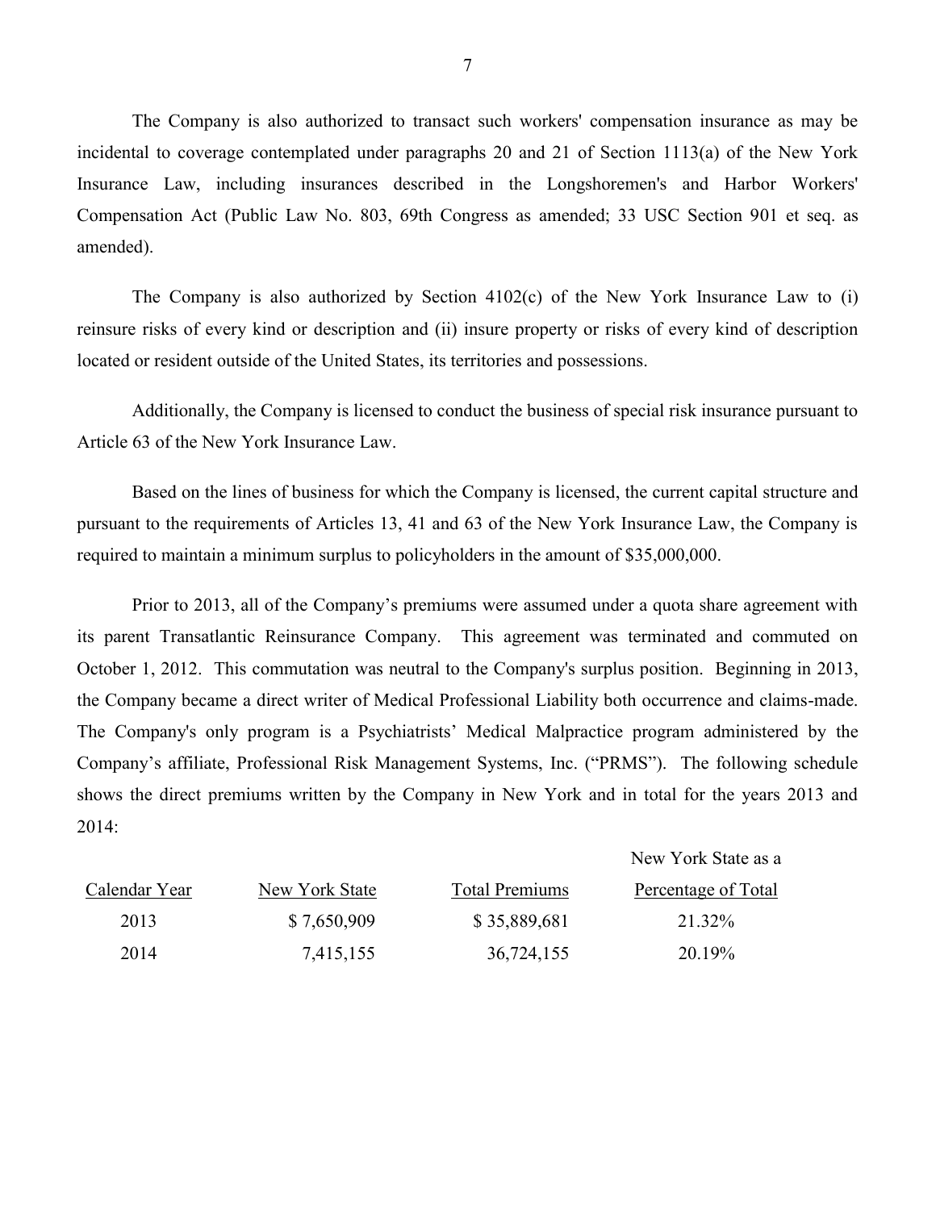The Company is also authorized to transact such workers' compensation insurance as may be incidental to coverage contemplated under paragraphs 20 and 21 of Section 1113(a) of the New York Insurance Law, including insurances described in the Longshoremen's and Harbor Workers' Compensation Act (Public Law No. 803, 69th Congress as amended; 33 USC Section 901 et seq. as amended).

The Company is also authorized by Section 4102(c) of the New York Insurance Law to (i) reinsure risks of every kind or description and (ii) insure property or risks of every kind of description located or resident outside of the United States, its territories and possessions.

Additionally, the Company is licensed to conduct the business of special risk insurance pursuant to Article 63 of the New York Insurance Law.

Based on the lines of business for which the Company is licensed, the current capital structure and pursuant to the requirements of Articles 13, 41 and 63 of the New York Insurance Law, the Company is required to maintain a minimum surplus to policyholders in the amount of $35,000,000.

Prior to 2013, all of the Company's premiums were assumed under a quota share agreement with its parent Transatlantic Reinsurance Company. This agreement was terminated and commuted on October 1, 2012. This commutation was neutral to the Company's surplus position. Beginning in 2013, the Company became a direct writer of Medical Professional Liability both occurrence and claims-made. The Company's only program is a Psychiatrists' Medical Malpractice program administered by the Company's affiliate, Professional Risk Management Systems, Inc. ("PRMS"). The following schedule shows the direct premiums written by the Company in New York and in total for the years 2013 and 2014:

| Calendar Year | New York State | Total Premiums | New York State as a Percentage of Total |
|---|---|---|---|
| 2013 | $ 7,650,909 | $ 35,889,681 | 21.32% |
| 2014 | 7,415,155 | 36,724,155 | 20.19% |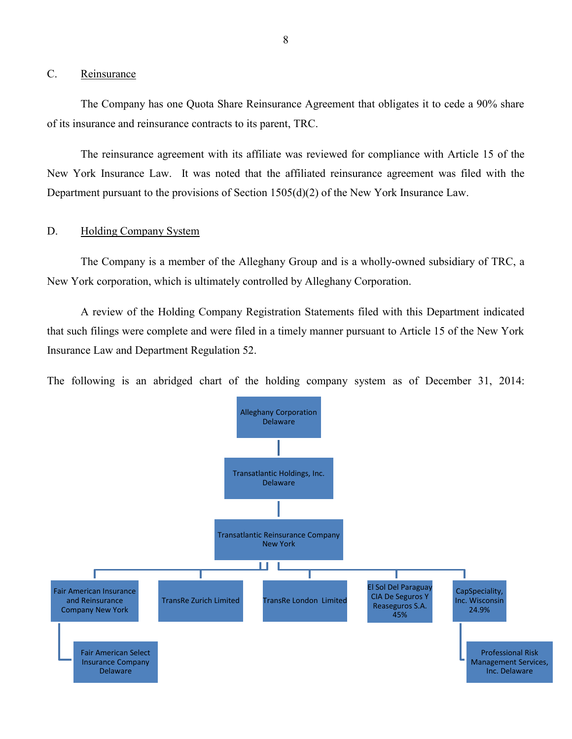## C. Reinsurance

The Company has one Quota Share Reinsurance Agreement that obligates it to cede a 90% share of its insurance and reinsurance contracts to its parent, TRC.

The reinsurance agreement with its affiliate was reviewed for compliance with Article 15 of the New York Insurance Law. It was noted that the affiliated reinsurance agreement was filed with the Department pursuant to the provisions of Section 1505(d)(2) of the New York Insurance Law.

## D. Holding Company System

The Company is a member of the Alleghany Group and is a wholly-owned subsidiary of TRC, a New York corporation, which is ultimately controlled by Alleghany Corporation.

A review of the Holding Company Registration Statements filed with this Department indicated that such filings were complete and were filed in a timely manner pursuant to Article 15 of the New York Insurance Law and Department Regulation 52.

The following is an abridged chart of the holding company system as of December 31, 2014:

- Alleghany Corporation Delaware
  - Transatlantic Holdings, Inc. Delaware
    - Transatlantic Reinsurance Company New York
      - Fair American Insurance and Reinsurance Company New York
        - Fair American Select Insurance Company Delaware
      - TransRe Zurich Limited
      - TransRe London Limited
      - El Sol Del Paraguay CIA De Seguros Y Reaseguros S.A. 45%
      - CapSpeciality, Inc. Wisconsin 24.9%
        - Professional Risk Management Services, Inc. Delaware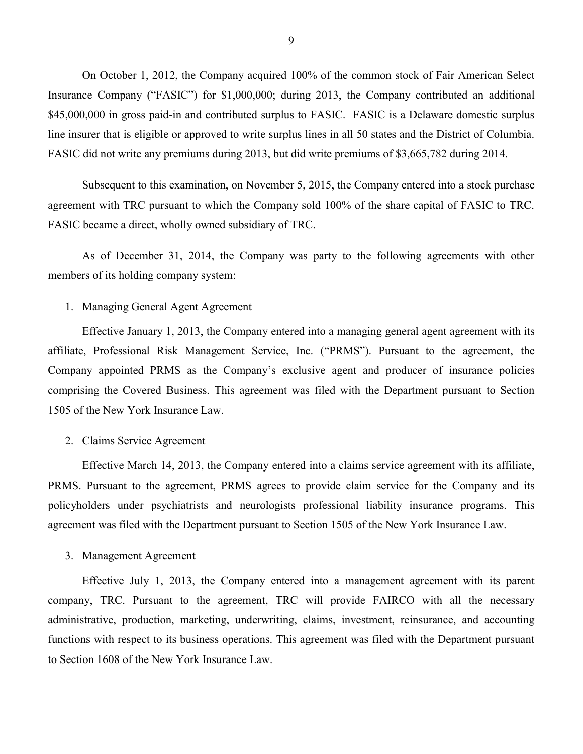On October 1, 2012, the Company acquired 100% of the common stock of Fair American Select Insurance Company ("FASIC") for $1,000,000; during 2013, the Company contributed an additional $45,000,000 in gross paid-in and contributed surplus to FASIC. FASIC is a Delaware domestic surplus line insurer that is eligible or approved to write surplus lines in all 50 states and the District of Columbia. FASIC did not write any premiums during 2013, but did write premiums of $3,665,782 during 2014.

Subsequent to this examination, on November 5, 2015, the Company entered into a stock purchase agreement with TRC pursuant to which the Company sold 100% of the share capital of FASIC to TRC. FASIC became a direct, wholly owned subsidiary of TRC.

As of December 31, 2014, the Company was party to the following agreements with other members of its holding company system:

1. Managing General Agent Agreement

Effective January 1, 2013, the Company entered into a managing general agent agreement with its affiliate, Professional Risk Management Service, Inc. ("PRMS"). Pursuant to the agreement, the Company appointed PRMS as the Company's exclusive agent and producer of insurance policies comprising the Covered Business. This agreement was filed with the Department pursuant to Section 1505 of the New York Insurance Law.

2. Claims Service Agreement

Effective March 14, 2013, the Company entered into a claims service agreement with its affiliate, PRMS. Pursuant to the agreement, PRMS agrees to provide claim service for the Company and its policyholders under psychiatrists and neurologists professional liability insurance programs. This agreement was filed with the Department pursuant to Section 1505 of the New York Insurance Law.

3. Management Agreement

Effective July 1, 2013, the Company entered into a management agreement with its parent company, TRC. Pursuant to the agreement, TRC will provide FAIRCO with all the necessary administrative, production, marketing, underwriting, claims, investment, reinsurance, and accounting functions with respect to its business operations. This agreement was filed with the Department pursuant to Section 1608 of the New York Insurance Law.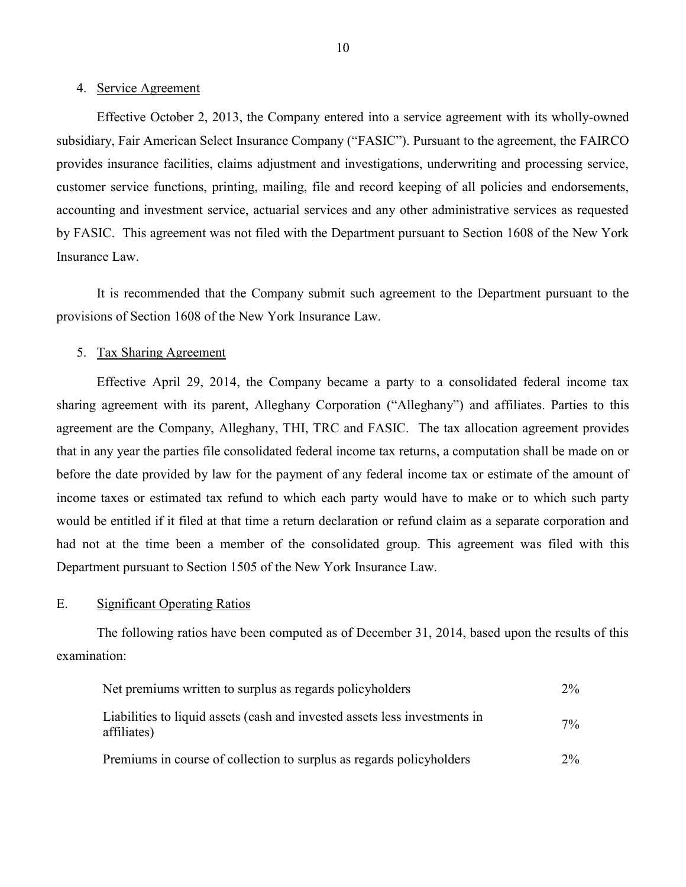4. Service Agreement

Effective October 2, 2013, the Company entered into a service agreement with its wholly-owned subsidiary, Fair American Select Insurance Company ("FASIC"). Pursuant to the agreement, the FAIRCO provides insurance facilities, claims adjustment and investigations, underwriting and processing service, customer service functions, printing, mailing, file and record keeping of all policies and endorsements, accounting and investment service, actuarial services and any other administrative services as requested by FASIC. This agreement was not filed with the Department pursuant to Section 1608 of the New York Insurance Law.

It is recommended that the Company submit such agreement to the Department pursuant to the provisions of Section 1608 of the New York Insurance Law.

5. Tax Sharing Agreement

Effective April 29, 2014, the Company became a party to a consolidated federal income tax sharing agreement with its parent, Alleghany Corporation ("Alleghany") and affiliates. Parties to this agreement are the Company, Alleghany, THI, TRC and FASIC. The tax allocation agreement provides that in any year the parties file consolidated federal income tax returns, a computation shall be made on or before the date provided by law for the payment of any federal income tax or estimate of the amount of income taxes or estimated tax refund to which each party would have to make or to which such party would be entitled if it filed at that time a return declaration or refund claim as a separate corporation and had not at the time been a member of the consolidated group. This agreement was filed with this Department pursuant to Section 1505 of the New York Insurance Law.

## E. Significant Operating Ratios

The following ratios have been computed as of December 31, 2014, based upon the results of this examination:

| | |
|---|---|
| Net premiums written to surplus as regards policyholders | 2% |
| Liabilities to liquid assets (cash and invested assets less investments in affiliates) | 7% |
| Premiums in course of collection to surplus as regards policyholders | 2% |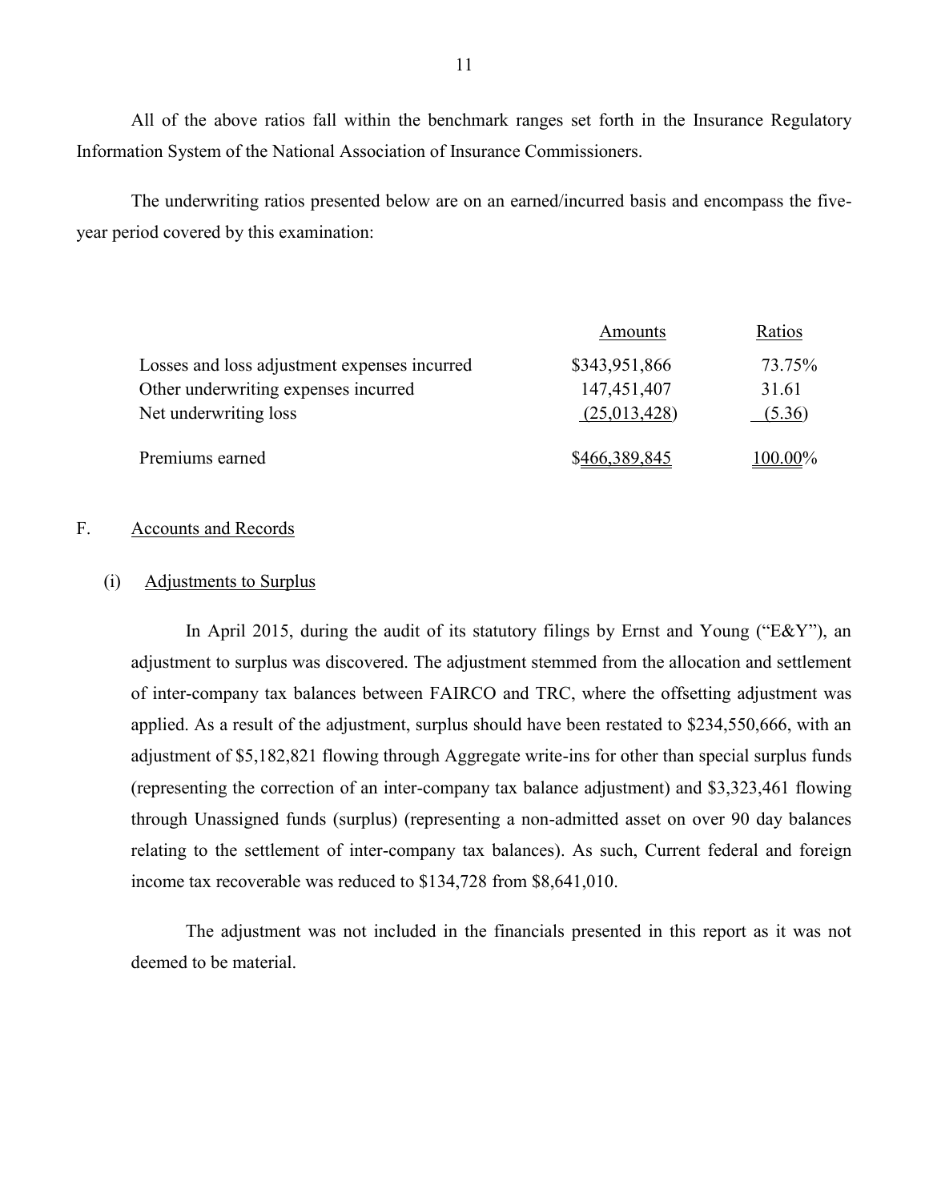All of the above ratios fall within the benchmark ranges set forth in the Insurance Regulatory Information System of the National Association of Insurance Commissioners.

The underwriting ratios presented below are on an earned/incurred basis and encompass the five-year period covered by this examination:

| | Amounts | Ratios |
|---|---|---|
| Losses and loss adjustment expenses incurred | $343,951,866 | 73.75% |
| Other underwriting expenses incurred | 147,451,407 | 31.61 |
| Net underwriting loss | (25,013,428) | (5.36) |
| Premiums earned | $466,389,845 | 100.00% |

## F. Accounts and Records

### (i) Adjustments to Surplus

In April 2015, during the audit of its statutory filings by Ernst and Young ("E&Y"), an adjustment to surplus was discovered. The adjustment stemmed from the allocation and settlement of inter-company tax balances between FAIRCO and TRC, where the offsetting adjustment was applied. As a result of the adjustment, surplus should have been restated to $234,550,666, with an adjustment of $5,182,821 flowing through Aggregate write-ins for other than special surplus funds (representing the correction of an inter-company tax balance adjustment) and $3,323,461 flowing through Unassigned funds (surplus) (representing a non-admitted asset on over 90 day balances relating to the settlement of inter-company tax balances). As such, Current federal and foreign income tax recoverable was reduced to $134,728 from $8,641,010.

The adjustment was not included in the financials presented in this report as it was not deemed to be material.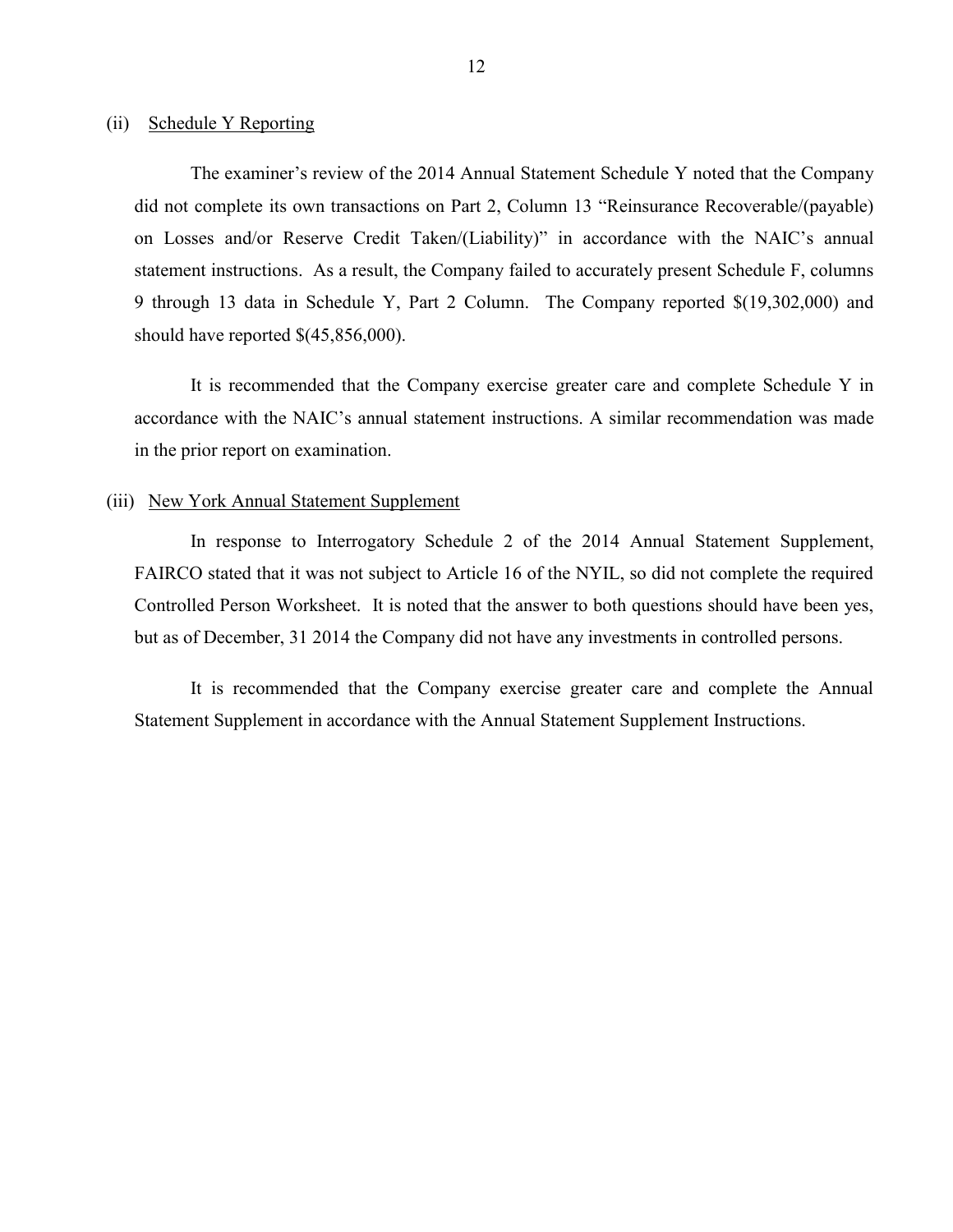(ii) Schedule Y Reporting

The examiner's review of the 2014 Annual Statement Schedule Y noted that the Company did not complete its own transactions on Part 2, Column 13 "Reinsurance Recoverable/(payable) on Losses and/or Reserve Credit Taken/(Liability)" in accordance with the NAIC's annual statement instructions. As a result, the Company failed to accurately present Schedule F, columns 9 through 13 data in Schedule Y, Part 2 Column. The Company reported $(19,302,000) and should have reported $(45,856,000).

It is recommended that the Company exercise greater care and complete Schedule Y in accordance with the NAIC's annual statement instructions. A similar recommendation was made in the prior report on examination.

(iii) New York Annual Statement Supplement

In response to Interrogatory Schedule 2 of the 2014 Annual Statement Supplement, FAIRCO stated that it was not subject to Article 16 of the NYIL, so did not complete the required Controlled Person Worksheet. It is noted that the answer to both questions should have been yes, but as of December, 31 2014 the Company did not have any investments in controlled persons.

It is recommended that the Company exercise greater care and complete the Annual Statement Supplement in accordance with the Annual Statement Supplement Instructions.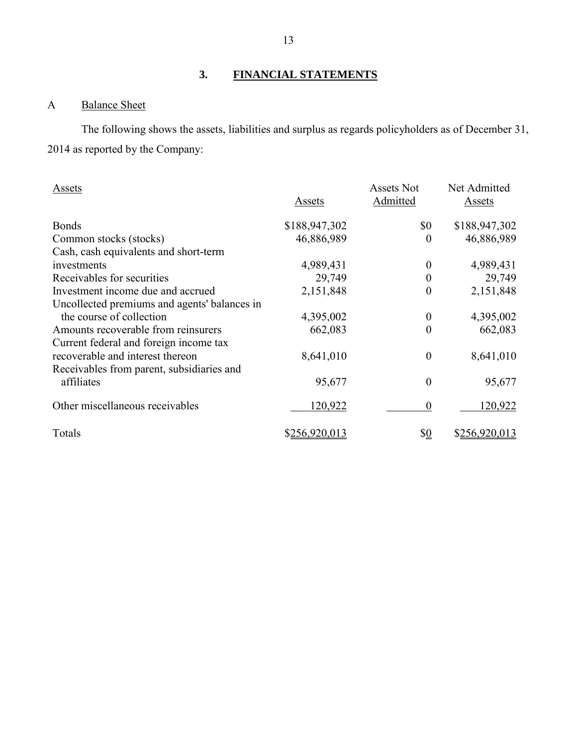## 3. FINANCIAL STATEMENTS

### A Balance Sheet

The following shows the assets, liabilities and surplus as regards policyholders as of December 31, 2014 as reported by the Company:

| Assets | Assets | Assets Not Admitted | Net Admitted Assets |
|---|---|---|---|
| Bonds | $188,947,302 | $0 | $188,947,302 |
| Common stocks (stocks) | 46,886,989 | 0 | 46,886,989 |
| Cash, cash equivalents and short-term investments | 4,989,431 | 0 | 4,989,431 |
| Receivables for securities | 29,749 | 0 | 29,749 |
| Investment income due and accrued | 2,151,848 | 0 | 2,151,848 |
| Uncollected premiums and agents' balances in the course of collection | 4,395,002 | 0 | 4,395,002 |
| Amounts recoverable from reinsurers | 662,083 | 0 | 662,083 |
| Current federal and foreign income tax recoverable and interest thereon | 8,641,010 | 0 | 8,641,010 |
| Receivables from parent, subsidiaries and affiliates | 95,677 | 0 | 95,677 |
| Other miscellaneous receivables | 120,922 | 0 | 120,922 |
| Totals | $256,920,013 | $0 | $256,920,013 |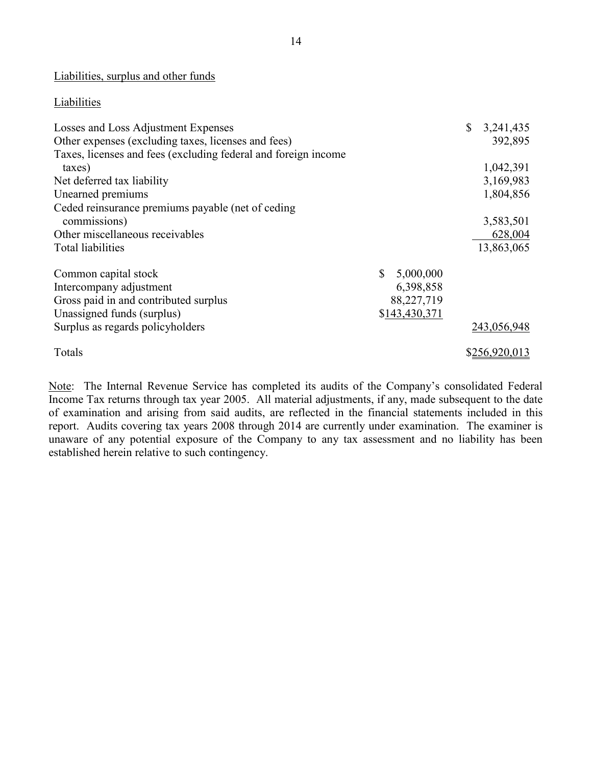Liabilities, surplus and other funds

Liabilities

| | | |
|---|---|---|
| Losses and Loss Adjustment Expenses | | $ 3,241,435 |
| Other expenses (excluding taxes, licenses and fees) | | 392,895 |
| Taxes, licenses and fees (excluding federal and foreign income taxes) | | 1,042,391 |
| Net deferred tax liability | | 3,169,983 |
| Unearned premiums | | 1,804,856 |
| Ceded reinsurance premiums payable (net of ceding commissions) | | 3,583,501 |
| Other miscellaneous receivables | | 628,004 |
| Total liabilities | | 13,863,065 |
| | | |
| Common capital stock | $ 5,000,000 | |
| Intercompany adjustment | 6,398,858 | |
| Gross paid in and contributed surplus | 88,227,719 | |
| Unassigned funds (surplus) | $143,430,371 | |
| Surplus as regards policyholders | | 243,056,948 |
| | | |
| Totals | | $256,920,013 |

Note: The Internal Revenue Service has completed its audits of the Company's consolidated Federal Income Tax returns through tax year 2005. All material adjustments, if any, made subsequent to the date of examination and arising from said audits, are reflected in the financial statements included in this report. Audits covering tax years 2008 through 2014 are currently under examination. The examiner is unaware of any potential exposure of the Company to any tax assessment and no liability has been established herein relative to such contingency.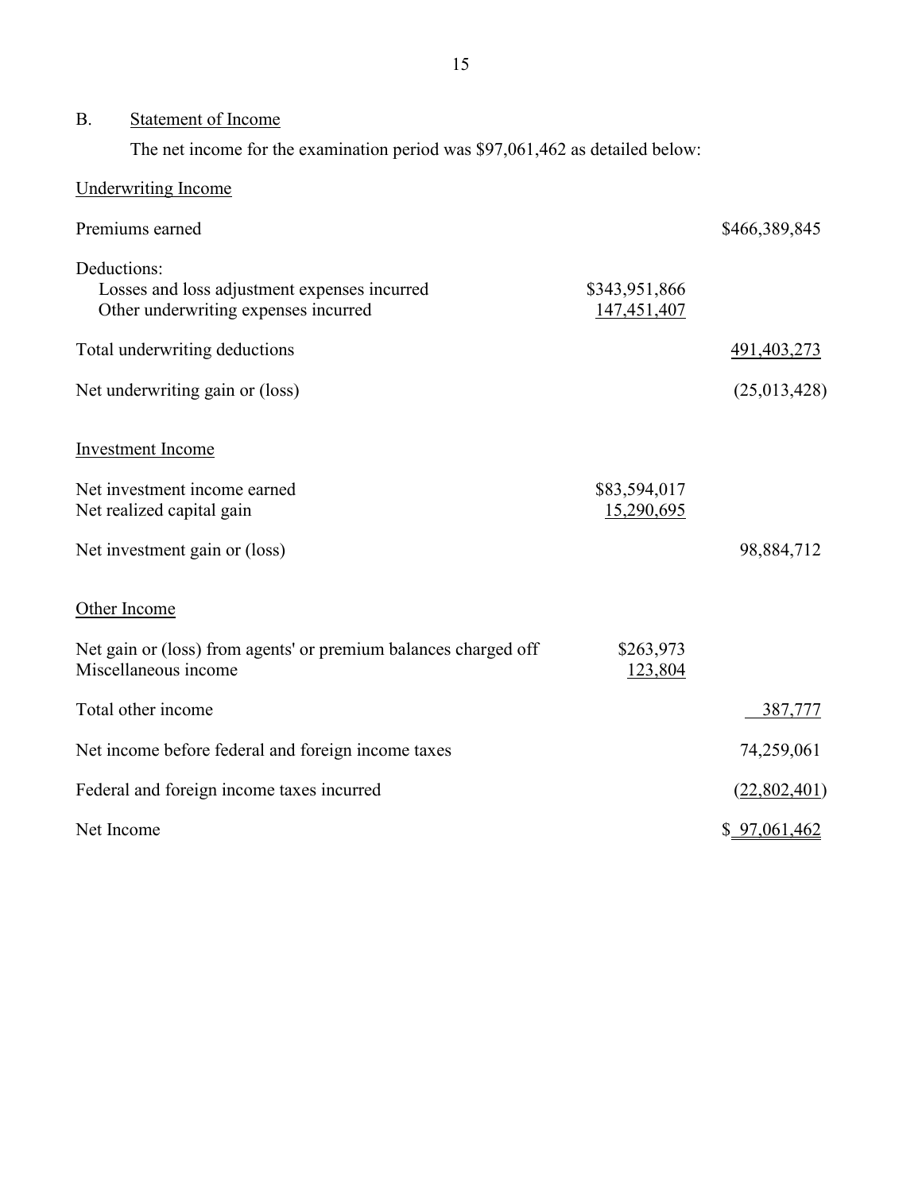## B. Statement of Income

The net income for the examination period was $97,061,462 as detailed below:

| | | |
|---|---|---|
| Underwriting Income | | |
| Premiums earned | | $466,389,845 |
| Deductions: | | |
| Losses and loss adjustment expenses incurred | $343,951,866 | |
| Other underwriting expenses incurred | 147,451,407 | |
| Total underwriting deductions | | 491,403,273 |
| Net underwriting gain or (loss) | | (25,013,428) |
| Investment Income | | |
| Net investment income earned | $83,594,017 | |
| Net realized capital gain | 15,290,695 | |
| Net investment gain or (loss) | | 98,884,712 |
| Other Income | | |
| Net gain or (loss) from agents' or premium balances charged off | $263,973 | |
| Miscellaneous income | 123,804 | |
| Total other income | | 387,777 |
| Net income before federal and foreign income taxes | | 74,259,061 |
| Federal and foreign income taxes incurred | | (22,802,401) |
| Net Income | | $ 97,061,462 |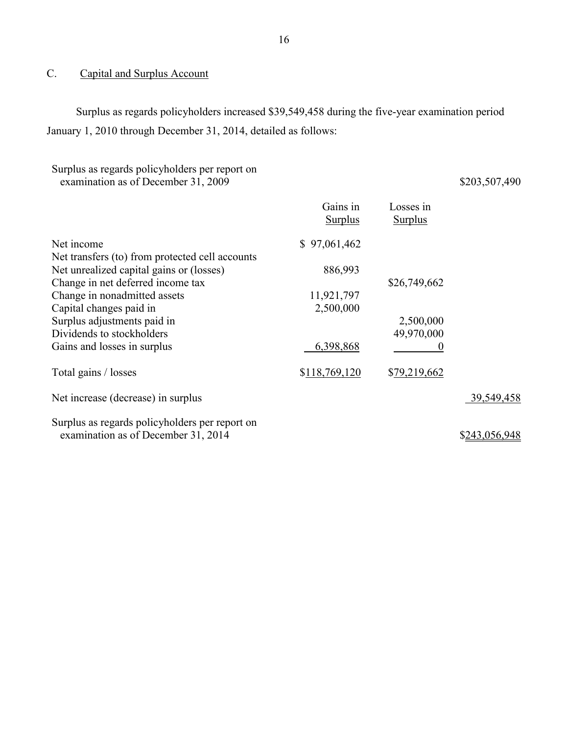## C. Capital and Surplus Account

Surplus as regards policyholders increased $39,549,458 during the five-year examination period January 1, 2010 through December 31, 2014, detailed as follows:

| | Gains in Surplus | Losses in Surplus | |
|---|---|---|---|
| Surplus as regards policyholders per report on examination as of December 31, 2009 | | | $203,507,490 |
| Net income | $ 97,061,462 | | |
| Net transfers (to) from protected cell accounts | | | |
| Net unrealized capital gains or (losses) | 886,993 | | |
| Change in net deferred income tax | | $26,749,662 | |
| Change in nonadmitted assets | 11,921,797 | | |
| Capital changes paid in | 2,500,000 | | |
| Surplus adjustments paid in | | 2,500,000 | |
| Dividends to stockholders | | 49,970,000 | |
| Gains and losses in surplus | 6,398,868 | 0 | |
| Total gains / losses | $118,769,120 | $79,219,662 | |
| Net increase (decrease) in surplus | | | 39,549,458 |
| Surplus as regards policyholders per report on examination as of December 31, 2014 | | | $243,056,948 |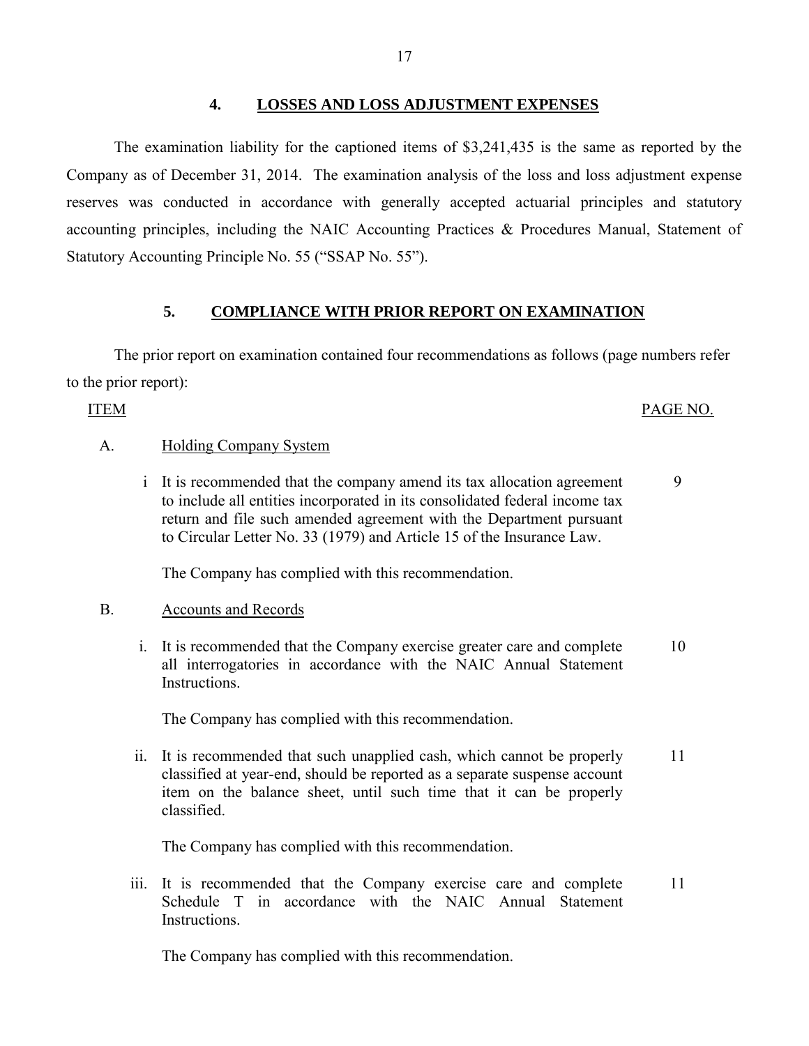## 4. LOSSES AND LOSS ADJUSTMENT EXPENSES

The examination liability for the captioned items of $3,241,435 is the same as reported by the Company as of December 31, 2014. The examination analysis of the loss and loss adjustment expense reserves was conducted in accordance with generally accepted actuarial principles and statutory accounting principles, including the NAIC Accounting Practices & Procedures Manual, Statement of Statutory Accounting Principle No. 55 ("SSAP No. 55").

## 5. COMPLIANCE WITH PRIOR REPORT ON EXAMINATION

The prior report on examination contained four recommendations as follows (page numbers refer to the prior report):

| ITEM | | PAGE NO. |
|---|---|---|
| A. | Holding Company System | |
| i | It is recommended that the company amend its tax allocation agreement to include all entities incorporated in its consolidated federal income tax return and file such amended agreement with the Department pursuant to Circular Letter No. 33 (1979) and Article 15 of the Insurance Law. | 9 |
| | The Company has complied with this recommendation. | |
| B. | Accounts and Records | |
| i. | It is recommended that the Company exercise greater care and complete all interrogatories in accordance with the NAIC Annual Statement Instructions. | 10 |
| | The Company has complied with this recommendation. | |
| ii. | It is recommended that such unapplied cash, which cannot be properly classified at year-end, should be reported as a separate suspense account item on the balance sheet, until such time that it can be properly classified. | 11 |
| | The Company has complied with this recommendation. | |
| iii. | It is recommended that the Company exercise care and complete Schedule T in accordance with the NAIC Annual Statement Instructions. | 11 |
| | The Company has complied with this recommendation. | |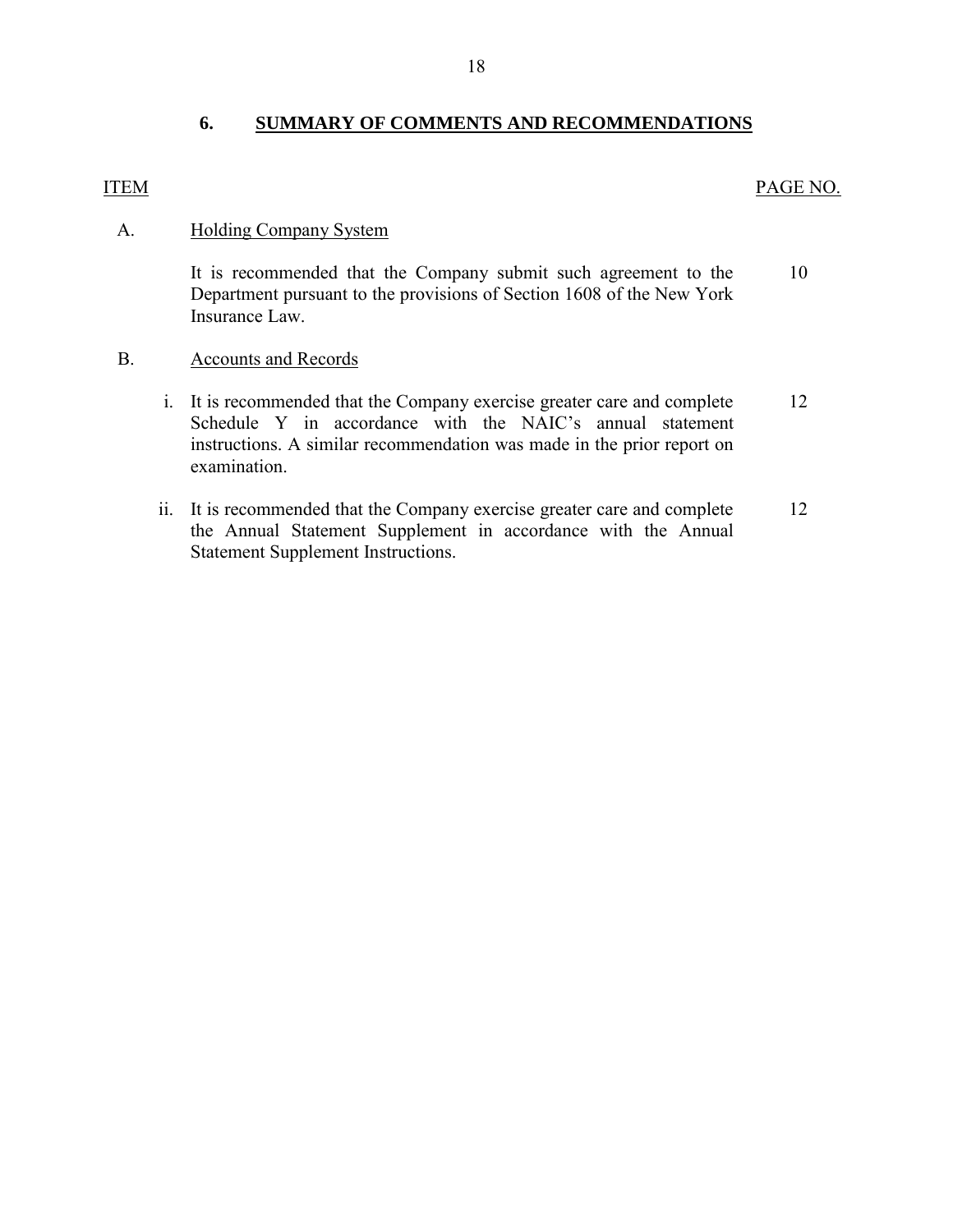## 6. SUMMARY OF COMMENTS AND RECOMMENDATIONS

| ITEM | | PAGE NO. |
|---|---|---|
| A. | Holding Company System | |
| | It is recommended that the Company submit such agreement to the Department pursuant to the provisions of Section 1608 of the New York Insurance Law. | 10 |
| B. | Accounts and Records | |
| i. | It is recommended that the Company exercise greater care and complete Schedule Y in accordance with the NAIC's annual statement instructions. A similar recommendation was made in the prior report on examination. | 12 |
| ii. | It is recommended that the Company exercise greater care and complete the Annual Statement Supplement in accordance with the Annual Statement Supplement Instructions. | 12 |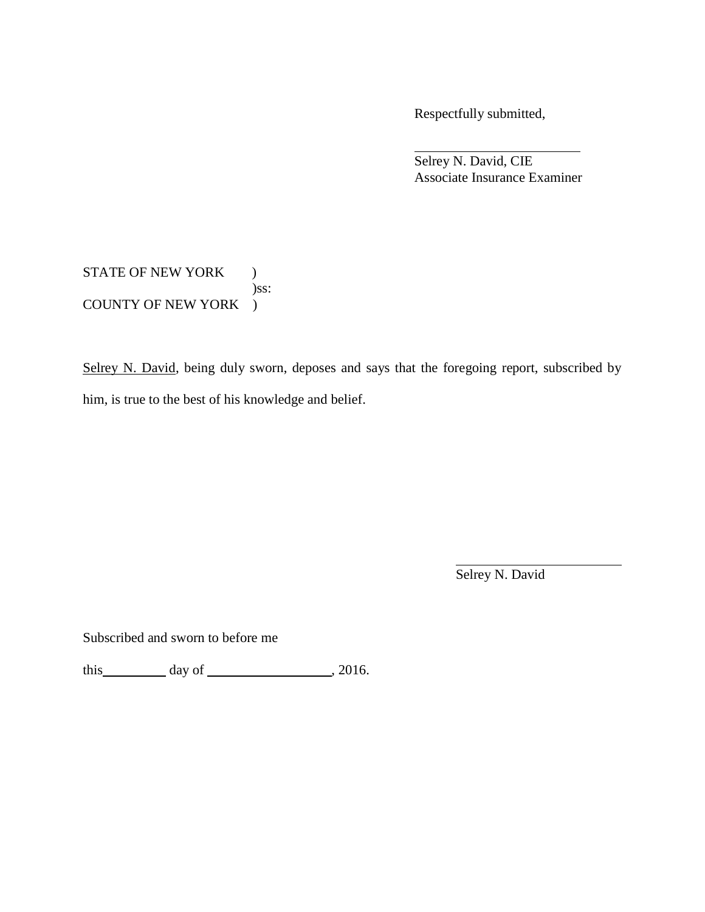Respectfully submitted,

\_\_\_\_\_\_\_\_\_\_\_\_\_\_\_\_\_\_\_\_\_\_\_\_\_\_\_\_

Selrey N. David, CIE
Associate Insurance Examiner

STATE OF NEW YORK )
)ss:
COUNTY OF NEW YORK )

Selrey N. David, being duly sworn, deposes and says that the foregoing report, subscribed by him, is true to the best of his knowledge and belief.

\_\_\_\_\_\_\_\_\_\_\_\_\_\_\_\_\_\_\_\_\_\_\_\_\_\_\_\_

Selrey N. David

Subscribed and sworn to before me

this \_\_\_\_\_\_\_\_\_\_ day of \_\_\_\_\_\_\_\_\_\_\_\_\_\_\_\_\_\_\_\_, 2016.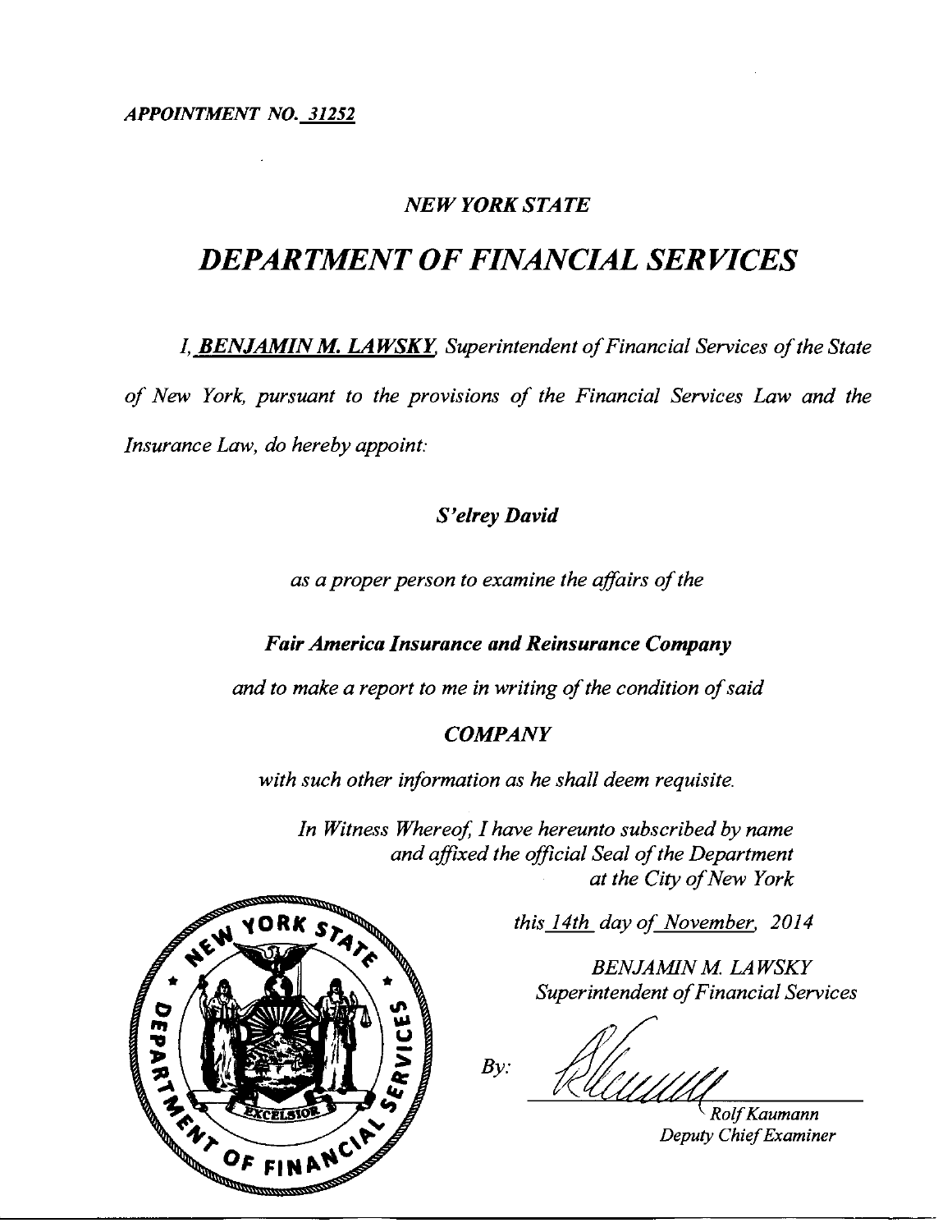*APPOINTMENT NO. 31252*

*NEW YORK STATE*

# *DEPARTMENT OF FINANCIAL SERVICES*

*I, **BENJAMIN M. LAWSKY**, Superintendent of Financial Services of the State of New York, pursuant to the provisions of the Financial Services Law and the Insurance Law, do hereby appoint:*

***S'elrey David***

*as a proper person to examine the affairs of the*

***Fair America Insurance and Reinsurance Company***

*and to make a report to me in writing of the condition of said*

***COMPANY***

*with such other information as he shall deem requisite.*

*In Witness Whereof, I have hereunto subscribed by name and affixed the official Seal of the Department at the City of New York*

*this 14th day of November, 2014*

*BENJAMIN M. LAWSKY*
*Superintendent of Financial Services*

*By:*

*Rolf Kaumann*
*Deputy Chief Examiner*